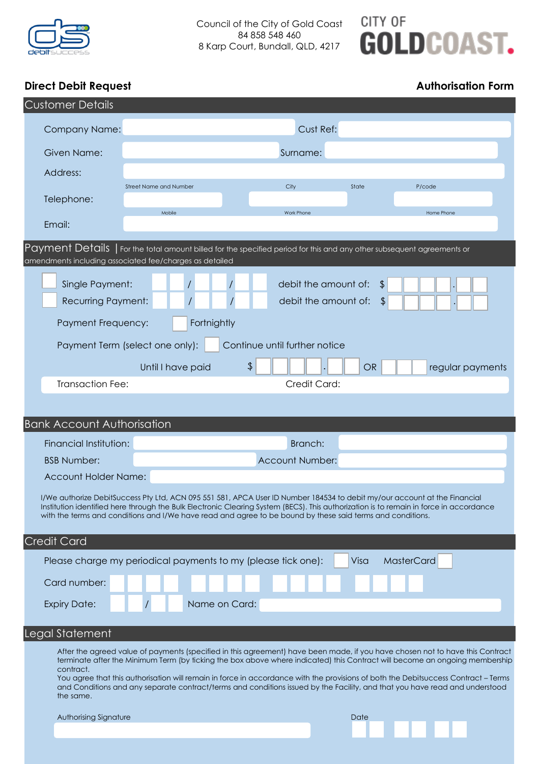Council of the City of Gold Coast
84 858 548 460
8 Karp Court, Bundall, QLD, 4217

CITY OF GOLDCOAST.

**Direct Debit Request** **Authorisation Form**

## Customer Details

Company Name: Cust Ref:

Given Name: Surname:

Address:

Street Name and Number City State P/code

Telephone:

Mobile Work Phone Home Phone

Email:

## Payment Details | For the total amount billed for the specified period for this and any other subsequent agreements or amendments including associated fee/charges as detailed

☐ Single Payment: / / debit the amount of: $ .

☐ Recurring Payment: / / debit the amount of: $ .

Payment Frequency: ☐ Fortnightly

Payment Term (select one only): ☐ Continue until further notice

Until I have paid $ . OR regular payments

Transaction Fee: Credit Card:

## Bank Account Authorisation

Financial Institution: Branch:

BSB Number: Account Number:

Account Holder Name:

I/We authorize DebitSuccess Pty Ltd, ACN 095 551 581, APCA User ID Number 184534 to debit my/our account at the Financial Institution identified here through the Bulk Electronic Clearing System (BECS). This authorization is to remain in force in accordance with the terms and conditions and I/We have read and agree to be bound by these said terms and conditions.

## Credit Card

Please charge my periodical payments to my (please tick one): ☐ Visa MasterCard ☐

Card number:

Expiry Date: / Name on Card:

## Legal Statement

After the agreed value of payments (specified in this agreement) have been made, if you have chosen not to have this Contract terminate after the Minimum Term (by ticking the box above where indicated) this Contract will become an ongoing membership contract.
You agree that this authorisation will remain in force in accordance with the provisions of both the Debitsuccess Contract – Terms and Conditions and any separate contract/terms and conditions issued by the Facility, and that you have read and understood the same.

Authorising Signature Date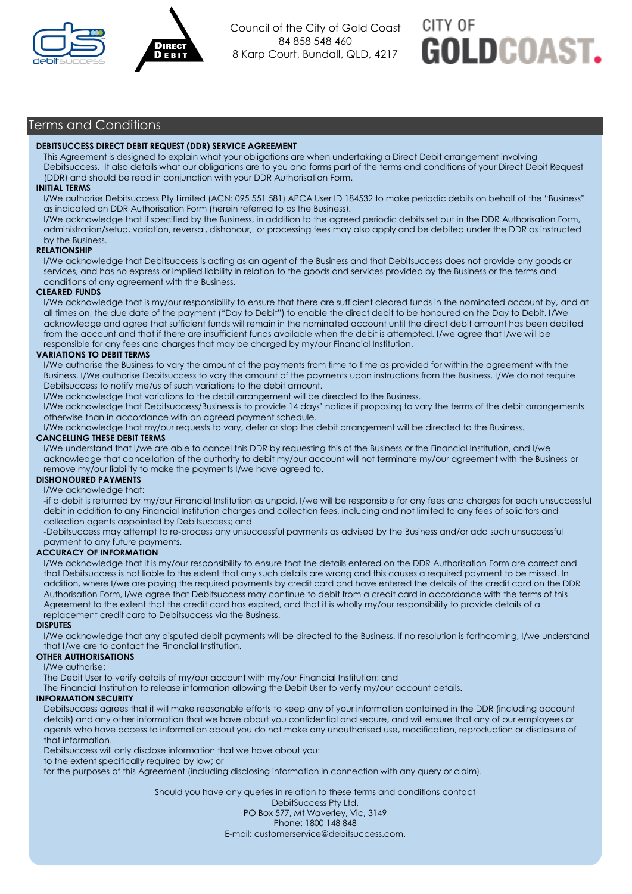Council of the City of Gold Coast
84 858 548 460
8 Karp Court, Bundall, QLD, 4217

## Terms and Conditions

**DEBITSUCCESS DIRECT DEBIT REQUEST (DDR) SERVICE AGREEMENT**

This Agreement is designed to explain what your obligations are when undertaking a Direct Debit arrangement involving Debitsuccess. It also details what our obligations are to you and forms part of the terms and conditions of your Direct Debit Request (DDR) and should be read in conjunction with your DDR Authorisation Form.

**INITIAL TERMS**

I/We authorise Debitsuccess Pty Limited (ACN: 095 551 581) APCA User ID 184532 to make periodic debits on behalf of the "Business" as indicated on DDR Authorisation Form (herein referred to as the Business).

I/We acknowledge that if specified by the Business, in addition to the agreed periodic debits set out in the DDR Authorisation Form, administration/setup, variation, reversal, dishonour, or processing fees may also apply and be debited under the DDR as instructed by the Business.

**RELATIONSHIP**

I/We acknowledge that Debitsuccess is acting as an agent of the Business and that Debitsuccess does not provide any goods or services, and has no express or implied liability in relation to the goods and services provided by the Business or the terms and conditions of any agreement with the Business.

**CLEARED FUNDS**

I/We acknowledge that is my/our responsibility to ensure that there are sufficient cleared funds in the nominated account by, and at all times on, the due date of the payment ("Day to Debit") to enable the direct debit to be honoured on the Day to Debit. I/We acknowledge and agree that sufficient funds will remain in the nominated account until the direct debit amount has been debited from the account and that if there are insufficient funds available when the debit is attempted, I/we agree that I/we will be responsible for any fees and charges that may be charged by my/our Financial Institution.

**VARIATIONS TO DEBIT TERMS**

I/We authorise the Business to vary the amount of the payments from time to time as provided for within the agreement with the Business. I/We authorise Debitsuccess to vary the amount of the payments upon instructions from the Business. I/We do not require Debitsuccess to notify me/us of such variations to the debit amount.

I/We acknowledge that variations to the debit arrangement will be directed to the Business.

I/We acknowledge that Debitsuccess/Business is to provide 14 days' notice if proposing to vary the terms of the debit arrangements otherwise than in accordance with an agreed payment schedule.

I/We acknowledge that my/our requests to vary, defer or stop the debit arrangement will be directed to the Business.

**CANCELLING THESE DEBIT TERMS**

I/We understand that I/we are able to cancel this DDR by requesting this of the Business or the Financial Institution, and I/we acknowledge that cancellation of the authority to debit my/our account will not terminate my/our agreement with the Business or remove my/our liability to make the payments I/we have agreed to.

**DISHONOURED PAYMENTS**

I/We acknowledge that:

-if a debit is returned by my/our Financial Institution as unpaid, I/we will be responsible for any fees and charges for each unsuccessful debit in addition to any Financial Institution charges and collection fees, including and not limited to any fees of solicitors and collection agents appointed by Debitsuccess; and

-Debitsuccess may attempt to re-process any unsuccessful payments as advised by the Business and/or add such unsuccessful payment to any future payments.

**ACCURACY OF INFORMATION**

I/We acknowledge that it is my/our responsibility to ensure that the details entered on the DDR Authorisation Form are correct and that Debitsuccess is not liable to the extent that any such details are wrong and this causes a required payment to be missed. In addition, where I/we are paying the required payments by credit card and have entered the details of the credit card on the DDR Authorisation Form, I/we agree that Debitsuccess may continue to debit from a credit card in accordance with the terms of this Agreement to the extent that the credit card has expired, and that it is wholly my/our responsibility to provide details of a replacement credit card to Debitsuccess via the Business.

**DISPUTES**

I/We acknowledge that any disputed debit payments will be directed to the Business. If no resolution is forthcoming, I/we understand that I/we are to contact the Financial Institution.

**OTHER AUTHORISATIONS**

I/We authorise:

The Debit User to verify details of my/our account with my/our Financial Institution; and

The Financial Institution to release information allowing the Debit User to verify my/our account details.

**INFORMATION SECURITY**

Debitsuccess agrees that it will make reasonable efforts to keep any of your information contained in the DDR (including account details) and any other information that we have about you confidential and secure, and will ensure that any of our employees or agents who have access to information about you do not make any unauthorised use, modification, reproduction or disclosure of that information.

Debitsuccess will only disclose information that we have about you:

to the extent specifically required by law; or

for the purposes of this Agreement (including disclosing information in connection with any query or claim).

Should you have any queries in relation to these terms and conditions contact
DebitSuccess Pty Ltd.
PO Box 577, Mt Waverley, Vic, 3149
Phone: 1800 148 848
E-mail: customerservice@debitsuccess.com.